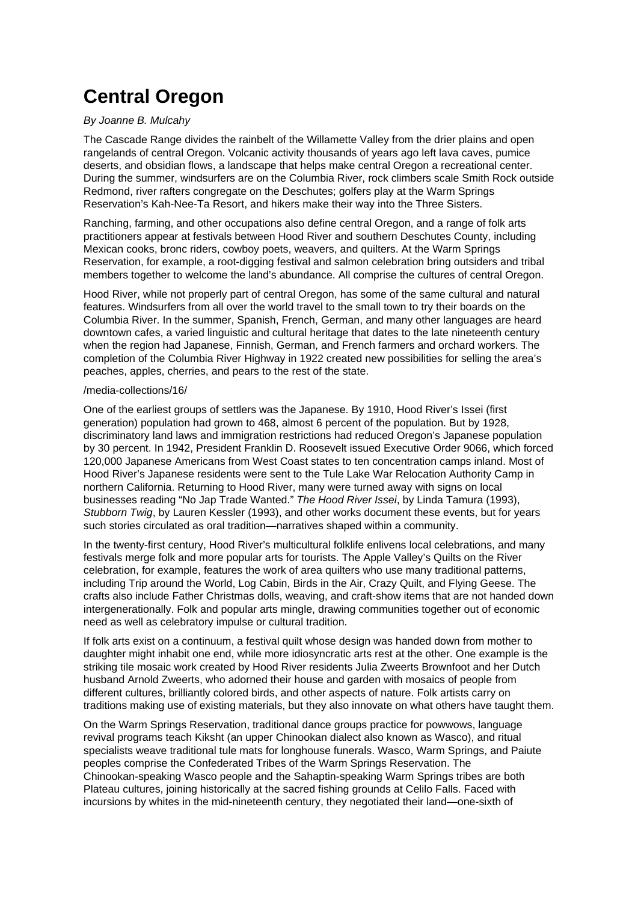# Central Oregon

*By Joanne B. Mulcahy*

The Cascade Range divides the rainbelt of the Willamette Valley from the drier plains and open rangelands of central Oregon. Volcanic activity thousands of years ago left lava caves, pumice deserts, and obsidian flows, a landscape that helps make central Oregon a recreational center. During the summer, windsurfers are on the Columbia River, rock climbers scale Smith Rock outside Redmond, river rafters congregate on the Deschutes; golfers play at the Warm Springs Reservation's Kah-Nee-Ta Resort, and hikers make their way into the Three Sisters.

Ranching, farming, and other occupations also define central Oregon, and a range of folk arts practitioners appear at festivals between Hood River and southern Deschutes County, including Mexican cooks, bronc riders, cowboy poets, weavers, and quilters. At the Warm Springs Reservation, for example, a root-digging festival and salmon celebration bring outsiders and tribal members together to welcome the land's abundance. All comprise the cultures of central Oregon.

Hood River, while not properly part of central Oregon, has some of the same cultural and natural features. Windsurfers from all over the world travel to the small town to try their boards on the Columbia River. In the summer, Spanish, French, German, and many other languages are heard downtown cafes, a varied linguistic and cultural heritage that dates to the late nineteenth century when the region had Japanese, Finnish, German, and French farmers and orchard workers. The completion of the Columbia River Highway in 1922 created new possibilities for selling the area's peaches, apples, cherries, and pears to the rest of the state.

/media-collections/16/

One of the earliest groups of settlers was the Japanese. By 1910, Hood River's Issei (first generation) population had grown to 468, almost 6 percent of the population. But by 1928, discriminatory land laws and immigration restrictions had reduced Oregon's Japanese population by 30 percent. In 1942, President Franklin D. Roosevelt issued Executive Order 9066, which forced 120,000 Japanese Americans from West Coast states to ten concentration camps inland. Most of Hood River's Japanese residents were sent to the Tule Lake War Relocation Authority Camp in northern California. Returning to Hood River, many were turned away with signs on local businesses reading "No Jap Trade Wanted." *The Hood River Issei*, by Linda Tamura (1993), *Stubborn Twig*, by Lauren Kessler (1993), and other works document these events, but for years such stories circulated as oral tradition—narratives shaped within a community.

In the twenty-first century, Hood River's multicultural folklife enlivens local celebrations, and many festivals merge folk and more popular arts for tourists. The Apple Valley's Quilts on the River celebration, for example, features the work of area quilters who use many traditional patterns, including Trip around the World, Log Cabin, Birds in the Air, Crazy Quilt, and Flying Geese. The crafts also include Father Christmas dolls, weaving, and craft-show items that are not handed down intergenerationally. Folk and popular arts mingle, drawing communities together out of economic need as well as celebratory impulse or cultural tradition.

If folk arts exist on a continuum, a festival quilt whose design was handed down from mother to daughter might inhabit one end, while more idiosyncratic arts rest at the other. One example is the striking tile mosaic work created by Hood River residents Julia Zweerts Brownfoot and her Dutch husband Arnold Zweerts, who adorned their house and garden with mosaics of people from different cultures, brilliantly colored birds, and other aspects of nature. Folk artists carry on traditions making use of existing materials, but they also innovate on what others have taught them.

On the Warm Springs Reservation, traditional dance groups practice for powwows, language revival programs teach Kiksht (an upper Chinookan dialect also known as Wasco), and ritual specialists weave traditional tule mats for longhouse funerals. Wasco, Warm Springs, and Paiute peoples comprise the Confederated Tribes of the Warm Springs Reservation. The Chinookan-speaking Wasco people and the Sahaptin-speaking Warm Springs tribes are both Plateau cultures, joining historically at the sacred fishing grounds at Celilo Falls. Faced with incursions by whites in the mid-nineteenth century, they negotiated their land—one-sixth of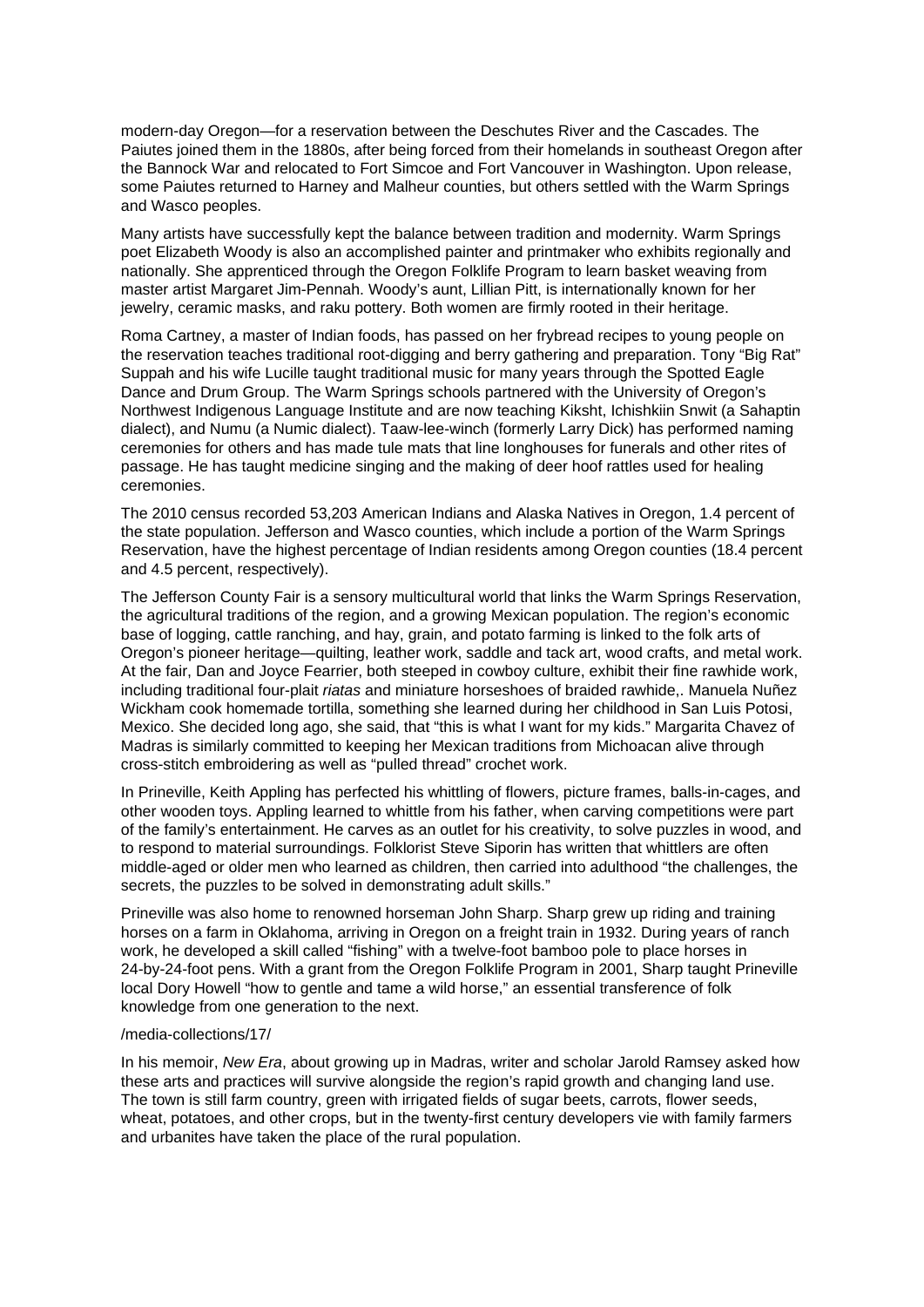modern-day Oregon—for a reservation between the Deschutes River and the Cascades. The Paiutes joined them in the 1880s, after being forced from their homelands in southeast Oregon after the Bannock War and relocated to Fort Simcoe and Fort Vancouver in Washington. Upon release, some Paiutes returned to Harney and Malheur counties, but others settled with the Warm Springs and Wasco peoples.

Many artists have successfully kept the balance between tradition and modernity. Warm Springs poet Elizabeth Woody is also an accomplished painter and printmaker who exhibits regionally and nationally. She apprenticed through the Oregon Folklife Program to learn basket weaving from master artist Margaret Jim-Pennah. Woody's aunt, Lillian Pitt, is internationally known for her jewelry, ceramic masks, and raku pottery. Both women are firmly rooted in their heritage.

Roma Cartney, a master of Indian foods, has passed on her frybread recipes to young people on the reservation teaches traditional root-digging and berry gathering and preparation. Tony "Big Rat" Suppah and his wife Lucille taught traditional music for many years through the Spotted Eagle Dance and Drum Group. The Warm Springs schools partnered with the University of Oregon's Northwest Indigenous Language Institute and are now teaching Kiksht, Ichishkiin Snwit (a Sahaptin dialect), and Numu (a Numic dialect). Taaw-lee-winch (formerly Larry Dick) has performed naming ceremonies for others and has made tule mats that line longhouses for funerals and other rites of passage. He has taught medicine singing and the making of deer hoof rattles used for healing ceremonies.

The 2010 census recorded 53,203 American Indians and Alaska Natives in Oregon, 1.4 percent of the state population. Jefferson and Wasco counties, which include a portion of the Warm Springs Reservation, have the highest percentage of Indian residents among Oregon counties (18.4 percent and 4.5 percent, respectively).

The Jefferson County Fair is a sensory multicultural world that links the Warm Springs Reservation, the agricultural traditions of the region, and a growing Mexican population. The region's economic base of logging, cattle ranching, and hay, grain, and potato farming is linked to the folk arts of Oregon's pioneer heritage—quilting, leather work, saddle and tack art, wood crafts, and metal work. At the fair, Dan and Joyce Fearrier, both steeped in cowboy culture, exhibit their fine rawhide work, including traditional four-plait *riatas* and miniature horseshoes of braided rawhide,. Manuela Nuñez Wickham cook homemade tortilla, something she learned during her childhood in San Luis Potosi, Mexico. She decided long ago, she said, that "this is what I want for my kids." Margarita Chavez of Madras is similarly committed to keeping her Mexican traditions from Michoacan alive through cross-stitch embroidering as well as "pulled thread" crochet work.

In Prineville, Keith Appling has perfected his whittling of flowers, picture frames, balls-in-cages, and other wooden toys. Appling learned to whittle from his father, when carving competitions were part of the family's entertainment. He carves as an outlet for his creativity, to solve puzzles in wood, and to respond to material surroundings. Folklorist Steve Siporin has written that whittlers are often middle-aged or older men who learned as children, then carried into adulthood "the challenges, the secrets, the puzzles to be solved in demonstrating adult skills."

Prineville was also home to renowned horseman John Sharp. Sharp grew up riding and training horses on a farm in Oklahoma, arriving in Oregon on a freight train in 1932. During years of ranch work, he developed a skill called "fishing" with a twelve-foot bamboo pole to place horses in 24-by-24-foot pens. With a grant from the Oregon Folklife Program in 2001, Sharp taught Prineville local Dory Howell "how to gentle and tame a wild horse," an essential transference of folk knowledge from one generation to the next.

/media-collections/17/

In his memoir, *New Era*, about growing up in Madras, writer and scholar Jarold Ramsey asked how these arts and practices will survive alongside the region's rapid growth and changing land use. The town is still farm country, green with irrigated fields of sugar beets, carrots, flower seeds, wheat, potatoes, and other crops, but in the twenty-first century developers vie with family farmers and urbanites have taken the place of the rural population.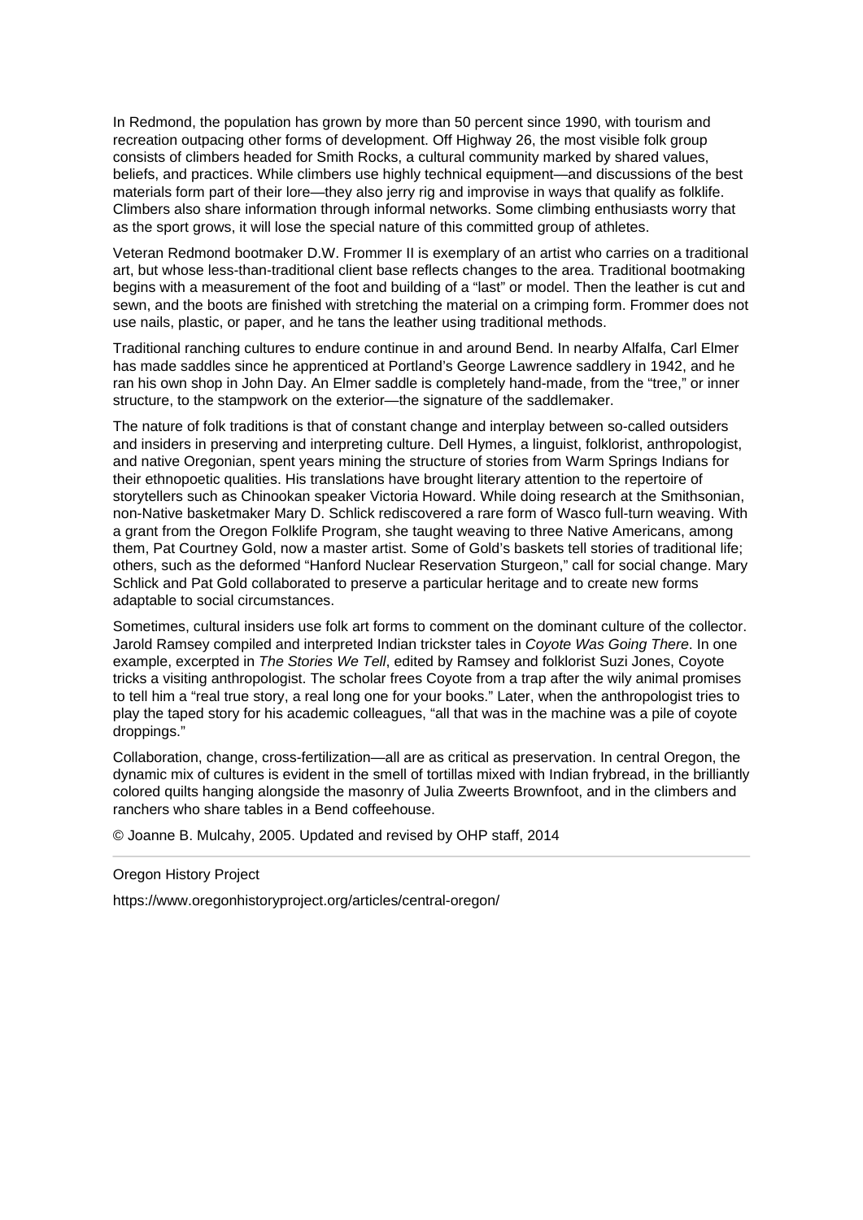In Redmond, the population has grown by more than 50 percent since 1990, with tourism and recreation outpacing other forms of development. Off Highway 26, the most visible folk group consists of climbers headed for Smith Rocks, a cultural community marked by shared values, beliefs, and practices. While climbers use highly technical equipment—and discussions of the best materials form part of their lore—they also jerry rig and improvise in ways that qualify as folklife. Climbers also share information through informal networks. Some climbing enthusiasts worry that as the sport grows, it will lose the special nature of this committed group of athletes.

Veteran Redmond bootmaker D.W. Frommer II is exemplary of an artist who carries on a traditional art, but whose less-than-traditional client base reflects changes to the area. Traditional bootmaking begins with a measurement of the foot and building of a "last" or model. Then the leather is cut and sewn, and the boots are finished with stretching the material on a crimping form. Frommer does not use nails, plastic, or paper, and he tans the leather using traditional methods.

Traditional ranching cultures to endure continue in and around Bend. In nearby Alfalfa, Carl Elmer has made saddles since he apprenticed at Portland's George Lawrence saddlery in 1942, and he ran his own shop in John Day. An Elmer saddle is completely hand-made, from the "tree," or inner structure, to the stampwork on the exterior—the signature of the saddlemaker.

The nature of folk traditions is that of constant change and interplay between so-called outsiders and insiders in preserving and interpreting culture. Dell Hymes, a linguist, folklorist, anthropologist, and native Oregonian, spent years mining the structure of stories from Warm Springs Indians for their ethnopoetic qualities. His translations have brought literary attention to the repertoire of storytellers such as Chinookan speaker Victoria Howard. While doing research at the Smithsonian, non-Native basketmaker Mary D. Schlick rediscovered a rare form of Wasco full-turn weaving. With a grant from the Oregon Folklife Program, she taught weaving to three Native Americans, among them, Pat Courtney Gold, now a master artist. Some of Gold's baskets tell stories of traditional life; others, such as the deformed "Hanford Nuclear Reservation Sturgeon," call for social change. Mary Schlick and Pat Gold collaborated to preserve a particular heritage and to create new forms adaptable to social circumstances.

Sometimes, cultural insiders use folk art forms to comment on the dominant culture of the collector. Jarold Ramsey compiled and interpreted Indian trickster tales in *Coyote Was Going There*. In one example, excerpted in *The Stories We Tell*, edited by Ramsey and folklorist Suzi Jones, Coyote tricks a visiting anthropologist. The scholar frees Coyote from a trap after the wily animal promises to tell him a "real true story, a real long one for your books." Later, when the anthropologist tries to play the taped story for his academic colleagues, "all that was in the machine was a pile of coyote droppings."

Collaboration, change, cross-fertilization—all are as critical as preservation. In central Oregon, the dynamic mix of cultures is evident in the smell of tortillas mixed with Indian frybread, in the brilliantly colored quilts hanging alongside the masonry of Julia Zweerts Brownfoot, and in the climbers and ranchers who share tables in a Bend coffeehouse.

© Joanne B. Mulcahy, 2005. Updated and revised by OHP staff, 2014

---

Oregon History Project

https://www.oregonhistoryproject.org/articles/central-oregon/